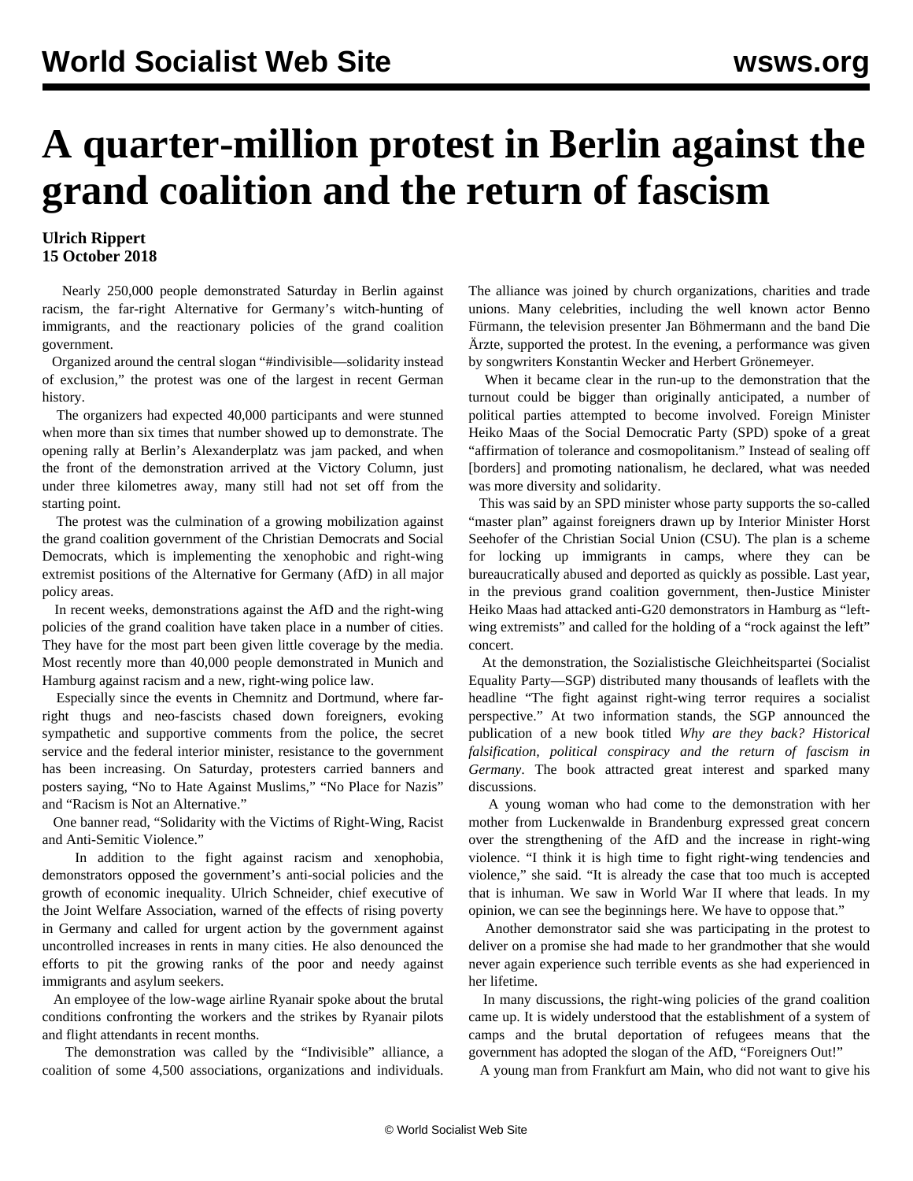# A quarter-million protest in Berlin against the grand coalition and the return of fascism

**Ulrich Rippert**
**15 October 2018**

Nearly 250,000 people demonstrated Saturday in Berlin against racism, the far-right Alternative for Germany's witch-hunting of immigrants, and the reactionary policies of the grand coalition government.

Organized around the central slogan "#indivisible—solidarity instead of exclusion," the protest was one of the largest in recent German history.

The organizers had expected 40,000 participants and were stunned when more than six times that number showed up to demonstrate. The opening rally at Berlin's Alexanderplatz was jam packed, and when the front of the demonstration arrived at the Victory Column, just under three kilometres away, many still had not set off from the starting point.

The protest was the culmination of a growing mobilization against the grand coalition government of the Christian Democrats and Social Democrats, which is implementing the xenophobic and right-wing extremist positions of the Alternative for Germany (AfD) in all major policy areas.

In recent weeks, demonstrations against the AfD and the right-wing policies of the grand coalition have taken place in a number of cities. They have for the most part been given little coverage by the media. Most recently more than 40,000 people demonstrated in Munich and Hamburg against racism and a new, right-wing police law.

Especially since the events in Chemnitz and Dortmund, where far-right thugs and neo-fascists chased down foreigners, evoking sympathetic and supportive comments from the police, the secret service and the federal interior minister, resistance to the government has been increasing. On Saturday, protesters carried banners and posters saying, "No to Hate Against Muslims," "No Place for Nazis" and "Racism is Not an Alternative."

One banner read, "Solidarity with the Victims of Right-Wing, Racist and Anti-Semitic Violence."

In addition to the fight against racism and xenophobia, demonstrators opposed the government's anti-social policies and the growth of economic inequality. Ulrich Schneider, chief executive of the Joint Welfare Association, warned of the effects of rising poverty in Germany and called for urgent action by the government against uncontrolled increases in rents in many cities. He also denounced the efforts to pit the growing ranks of the poor and needy against immigrants and asylum seekers.

An employee of the low-wage airline Ryanair spoke about the brutal conditions confronting the workers and the strikes by Ryanair pilots and flight attendants in recent months.

The demonstration was called by the "Indivisible" alliance, a coalition of some 4,500 associations, organizations and individuals. The alliance was joined by church organizations, charities and trade unions. Many celebrities, including the well known actor Benno Fürmann, the television presenter Jan Böhmermann and the band Die Ärzte, supported the protest. In the evening, a performance was given by songwriters Konstantin Wecker and Herbert Grönemeyer.

When it became clear in the run-up to the demonstration that the turnout could be bigger than originally anticipated, a number of political parties attempted to become involved. Foreign Minister Heiko Maas of the Social Democratic Party (SPD) spoke of a great "affirmation of tolerance and cosmopolitanism." Instead of sealing off [borders] and promoting nationalism, he declared, what was needed was more diversity and solidarity.

This was said by an SPD minister whose party supports the so-called "master plan" against foreigners drawn up by Interior Minister Horst Seehofer of the Christian Social Union (CSU). The plan is a scheme for locking up immigrants in camps, where they can be bureaucratically abused and deported as quickly as possible. Last year, in the previous grand coalition government, then-Justice Minister Heiko Maas had attacked anti-G20 demonstrators in Hamburg as "left-wing extremists" and called for the holding of a "rock against the left" concert.

At the demonstration, the Sozialistische Gleichheitspartei (Socialist Equality Party—SGP) distributed many thousands of leaflets with the headline "The fight against right-wing terror requires a socialist perspective." At two information stands, the SGP announced the publication of a new book titled *Why are they back? Historical falsification, political conspiracy and the return of fascism in Germany*. The book attracted great interest and sparked many discussions.

A young woman who had come to the demonstration with her mother from Luckenwalde in Brandenburg expressed great concern over the strengthening of the AfD and the increase in right-wing violence. "I think it is high time to fight right-wing tendencies and violence," she said. "It is already the case that too much is accepted that is inhuman. We saw in World War II where that leads. In my opinion, we can see the beginnings here. We have to oppose that."

Another demonstrator said she was participating in the protest to deliver on a promise she had made to her grandmother that she would never again experience such terrible events as she had experienced in her lifetime.

In many discussions, the right-wing policies of the grand coalition came up. It is widely understood that the establishment of a system of camps and the brutal deportation of refugees means that the government has adopted the slogan of the AfD, "Foreigners Out!"

A young man from Frankfurt am Main, who did not want to give his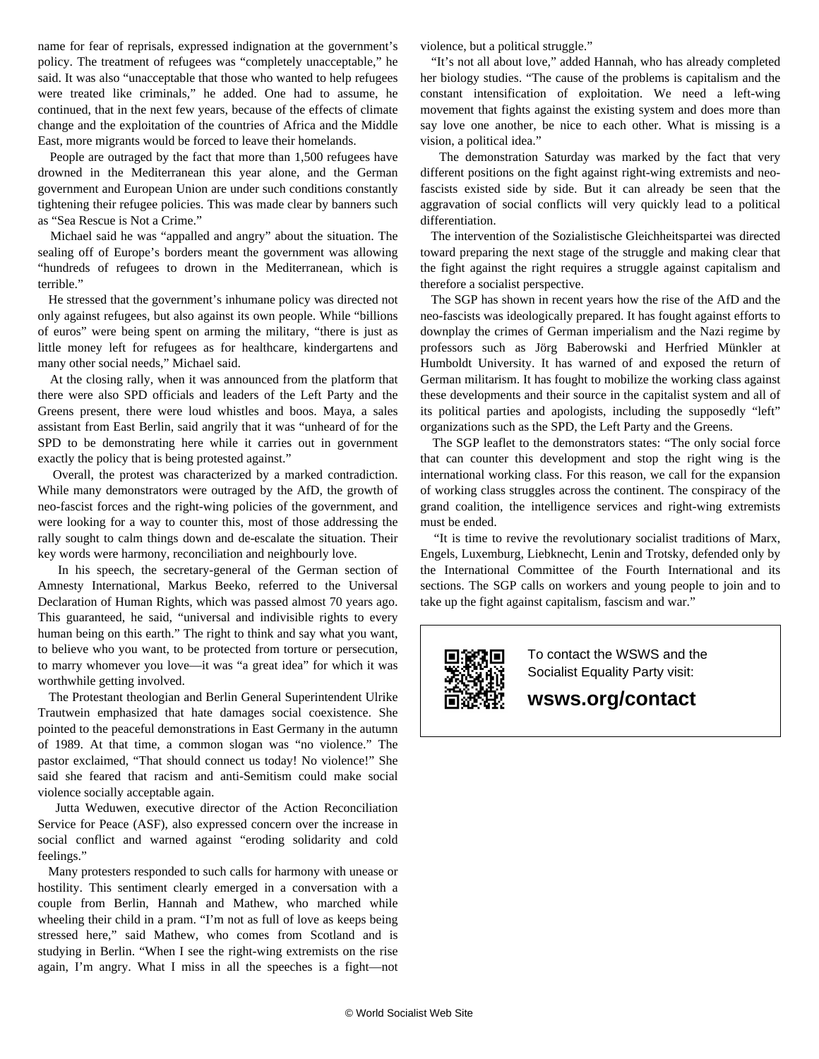name for fear of reprisals, expressed indignation at the government's policy. The treatment of refugees was "completely unacceptable," he said. It was also "unacceptable that those who wanted to help refugees were treated like criminals," he added. One had to assume, he continued, that in the next few years, because of the effects of climate change and the exploitation of the countries of Africa and the Middle East, more migrants would be forced to leave their homelands.

People are outraged by the fact that more than 1,500 refugees have drowned in the Mediterranean this year alone, and the German government and European Union are under such conditions constantly tightening their refugee policies. This was made clear by banners such as "Sea Rescue is Not a Crime."

Michael said he was "appalled and angry" about the situation. The sealing off of Europe's borders meant the government was allowing "hundreds of refugees to drown in the Mediterranean, which is terrible."

He stressed that the government's inhumane policy was directed not only against refugees, but also against its own people. While "billions of euros" were being spent on arming the military, "there is just as little money left for refugees as for healthcare, kindergartens and many other social needs," Michael said.

At the closing rally, when it was announced from the platform that there were also SPD officials and leaders of the Left Party and the Greens present, there were loud whistles and boos. Maya, a sales assistant from East Berlin, said angrily that it was "unheard of for the SPD to be demonstrating here while it carries out in government exactly the policy that is being protested against."

Overall, the protest was characterized by a marked contradiction. While many demonstrators were outraged by the AfD, the growth of neo-fascist forces and the right-wing policies of the government, and were looking for a way to counter this, most of those addressing the rally sought to calm things down and de-escalate the situation. Their key words were harmony, reconciliation and neighbourly love.

In his speech, the secretary-general of the German section of Amnesty International, Markus Beeko, referred to the Universal Declaration of Human Rights, which was passed almost 70 years ago. This guaranteed, he said, "universal and indivisible rights to every human being on this earth." The right to think and say what you want, to believe who you want, to be protected from torture or persecution, to marry whomever you love—it was "a great idea" for which it was worthwhile getting involved.

The Protestant theologian and Berlin General Superintendent Ulrike Trautwein emphasized that hate damages social coexistence. She pointed to the peaceful demonstrations in East Germany in the autumn of 1989. At that time, a common slogan was "no violence." The pastor exclaimed, "That should connect us today! No violence!" She said she feared that racism and anti-Semitism could make social violence socially acceptable again.

Jutta Weduwen, executive director of the Action Reconciliation Service for Peace (ASF), also expressed concern over the increase in social conflict and warned against "eroding solidarity and cold feelings."

Many protesters responded to such calls for harmony with unease or hostility. This sentiment clearly emerged in a conversation with a couple from Berlin, Hannah and Mathew, who marched while wheeling their child in a pram. "I'm not as full of love as keeps being stressed here," said Mathew, who comes from Scotland and is studying in Berlin. "When I see the right-wing extremists on the rise again, I'm angry. What I miss in all the speeches is a fight—not violence, but a political struggle."

"It's not all about love," added Hannah, who has already completed her biology studies. "The cause of the problems is capitalism and the constant intensification of exploitation. We need a left-wing movement that fights against the existing system and does more than say love one another, be nice to each other. What is missing is a vision, a political idea."

The demonstration Saturday was marked by the fact that very different positions on the fight against right-wing extremists and neo-fascists existed side by side. But it can already be seen that the aggravation of social conflicts will very quickly lead to a political differentiation.

The intervention of the Sozialistische Gleichheitspartei was directed toward preparing the next stage of the struggle and making clear that the fight against the right requires a struggle against capitalism and therefore a socialist perspective.

The SGP has shown in recent years how the rise of the AfD and the neo-fascists was ideologically prepared. It has fought against efforts to downplay the crimes of German imperialism and the Nazi regime by professors such as Jörg Baberowski and Herfried Münkler at Humboldt University. It has warned of and exposed the return of German militarism. It has fought to mobilize the working class against these developments and their source in the capitalist system and all of its political parties and apologists, including the supposedly "left" organizations such as the SPD, the Left Party and the Greens.

The SGP leaflet to the demonstrators states: "The only social force that can counter this development and stop the right wing is the international working class. For this reason, we call for the expansion of working class struggles across the continent. The conspiracy of the grand coalition, the intelligence services and right-wing extremists must be ended.

"It is time to revive the revolutionary socialist traditions of Marx, Engels, Luxemburg, Liebknecht, Lenin and Trotsky, defended only by the International Committee of the Fourth International and its sections. The SGP calls on workers and young people to join and to take up the fight against capitalism, fascism and war."

To contact the WSWS and the Socialist Equality Party visit:

**wsws.org/contact**